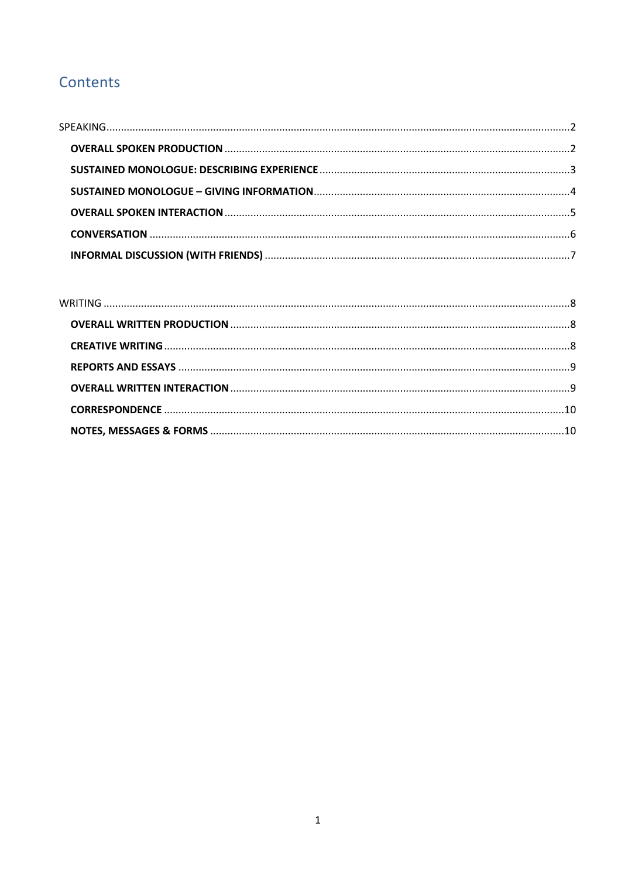# Contents

SPEAKING ........ 2

- **OVERALL SPOKEN PRODUCTION** ........ 2
- **SUSTAINED MONOLOGUE: DESCRIBING EXPERIENCE** ........ 3
- **SUSTAINED MONOLOGUE – GIVING INFORMATION** ........ 4
- **OVERALL SPOKEN INTERACTION** ........ 5
- **CONVERSATION** ........ 6
- **INFORMAL DISCUSSION (WITH FRIENDS)** ........ 7

WRITING ........ 8

- **OVERALL WRITTEN PRODUCTION** ........ 8
- **CREATIVE WRITING** ........ 8
- **REPORTS AND ESSAYS** ........ 9
- **OVERALL WRITTEN INTERACTION** ........ 9
- **CORRESPONDENCE** ........ 10
- **NOTES, MESSAGES & FORMS** ........ 10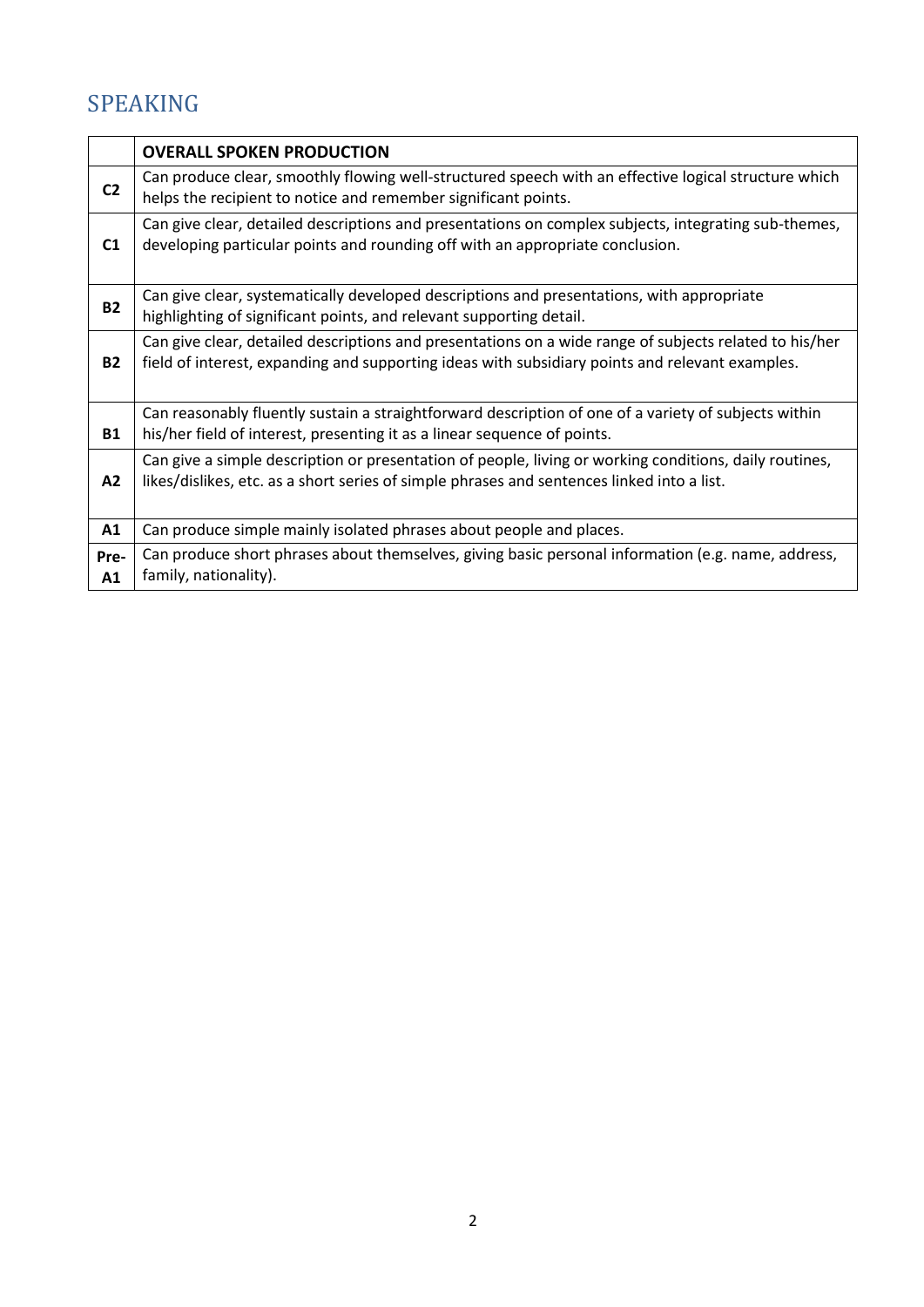## SPEAKING

| | OVERALL SPOKEN PRODUCTION |
|---|---|
| **C2** | Can produce clear, smoothly flowing well-structured speech with an effective logical structure which helps the recipient to notice and remember significant points. |
| **C1** | Can give clear, detailed descriptions and presentations on complex subjects, integrating sub-themes, developing particular points and rounding off with an appropriate conclusion. |
| **B2** | Can give clear, systematically developed descriptions and presentations, with appropriate highlighting of significant points, and relevant supporting detail. |
| **B2** | Can give clear, detailed descriptions and presentations on a wide range of subjects related to his/her field of interest, expanding and supporting ideas with subsidiary points and relevant examples. |
| **B1** | Can reasonably fluently sustain a straightforward description of one of a variety of subjects within his/her field of interest, presenting it as a linear sequence of points. |
| **A2** | Can give a simple description or presentation of people, living or working conditions, daily routines, likes/dislikes, etc. as a short series of simple phrases and sentences linked into a list. |
| **A1** | Can produce simple mainly isolated phrases about people and places. |
| **Pre-A1** | Can produce short phrases about themselves, giving basic personal information (e.g. name, address, family, nationality). |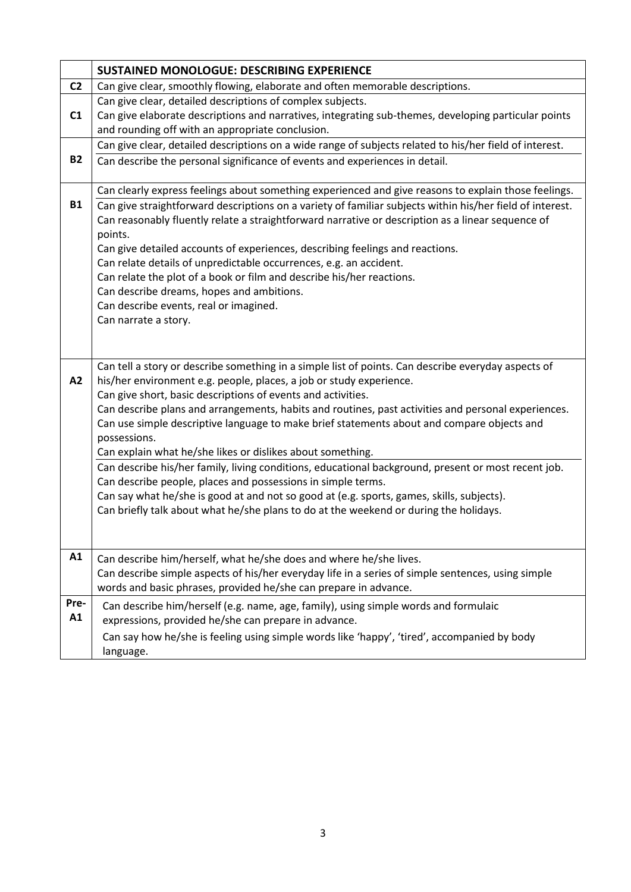| | SUSTAINED MONOLOGUE: DESCRIBING EXPERIENCE |
|---|---|
| **C2** | Can give clear, smoothly flowing, elaborate and often memorable descriptions. |
| **C1** | Can give clear, detailed descriptions of complex subjects.<br>Can give elaborate descriptions and narratives, integrating sub-themes, developing particular points and rounding off with an appropriate conclusion. |
| **B2** | Can give clear, detailed descriptions on a wide range of subjects related to his/her field of interest.<br>Can describe the personal significance of events and experiences in detail. |
| **B1** | Can clearly express feelings about something experienced and give reasons to explain those feelings.<br>Can give straightforward descriptions on a variety of familiar subjects within his/her field of interest.<br>Can reasonably fluently relate a straightforward narrative or description as a linear sequence of points.<br>Can give detailed accounts of experiences, describing feelings and reactions.<br>Can relate details of unpredictable occurrences, e.g. an accident.<br>Can relate the plot of a book or film and describe his/her reactions.<br>Can describe dreams, hopes and ambitions.<br>Can describe events, real or imagined.<br>Can narrate a story. |
| **A2** | Can tell a story or describe something in a simple list of points. Can describe everyday aspects of his/her environment e.g. people, places, a job or study experience.<br>Can give short, basic descriptions of events and activities.<br>Can describe plans and arrangements, habits and routines, past activities and personal experiences.<br>Can use simple descriptive language to make brief statements about and compare objects and possessions.<br>Can explain what he/she likes or dislikes about something.<br>Can describe his/her family, living conditions, educational background, present or most recent job.<br>Can describe people, places and possessions in simple terms.<br>Can say what he/she is good at and not so good at (e.g. sports, games, skills, subjects).<br>Can briefly talk about what he/she plans to do at the weekend or during the holidays. |
| **A1** | Can describe him/herself, what he/she does and where he/she lives.<br>Can describe simple aspects of his/her everyday life in a series of simple sentences, using simple words and basic phrases, provided he/she can prepare in advance. |
| **Pre-A1** | Can describe him/herself (e.g. name, age, family), using simple words and formulaic expressions, provided he/she can prepare in advance.<br>Can say how he/she is feeling using simple words like 'happy', 'tired', accompanied by body language. |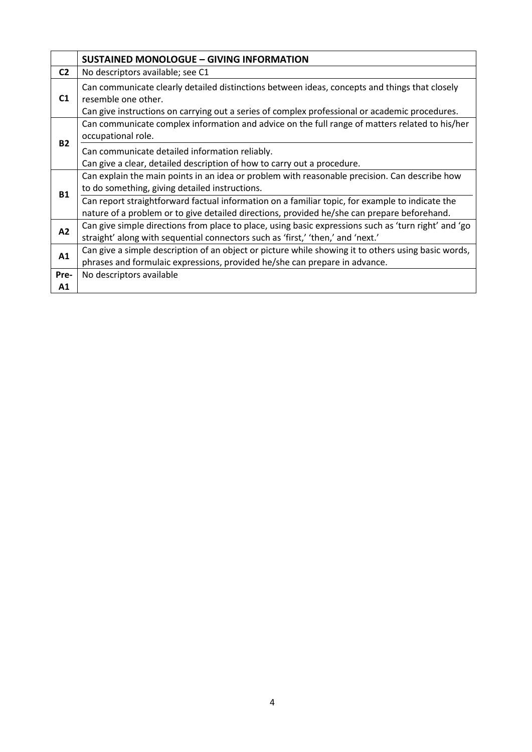| | **SUSTAINED MONOLOGUE – GIVING INFORMATION** |
|---|---|
| **C2** | No descriptors available; see C1 |
| **C1** | Can communicate clearly detailed distinctions between ideas, concepts and things that closely resemble one other.<br>Can give instructions on carrying out a series of complex professional or academic procedures. |
| **B2** | Can communicate complex information and advice on the full range of matters related to his/her occupational role. |
| | Can communicate detailed information reliably.<br>Can give a clear, detailed description of how to carry out a procedure. |
| **B1** | Can explain the main points in an idea or problem with reasonable precision. Can describe how to do something, giving detailed instructions. |
| | Can report straightforward factual information on a familiar topic, for example to indicate the nature of a problem or to give detailed directions, provided he/she can prepare beforehand. |
| **A2** | Can give simple directions from place to place, using basic expressions such as 'turn right' and 'go straight' along with sequential connectors such as 'first,' 'then,' and 'next.' |
| **A1** | Can give a simple description of an object or picture while showing it to others using basic words, phrases and formulaic expressions, provided he/she can prepare in advance. |
| **Pre-A1** | No descriptors available |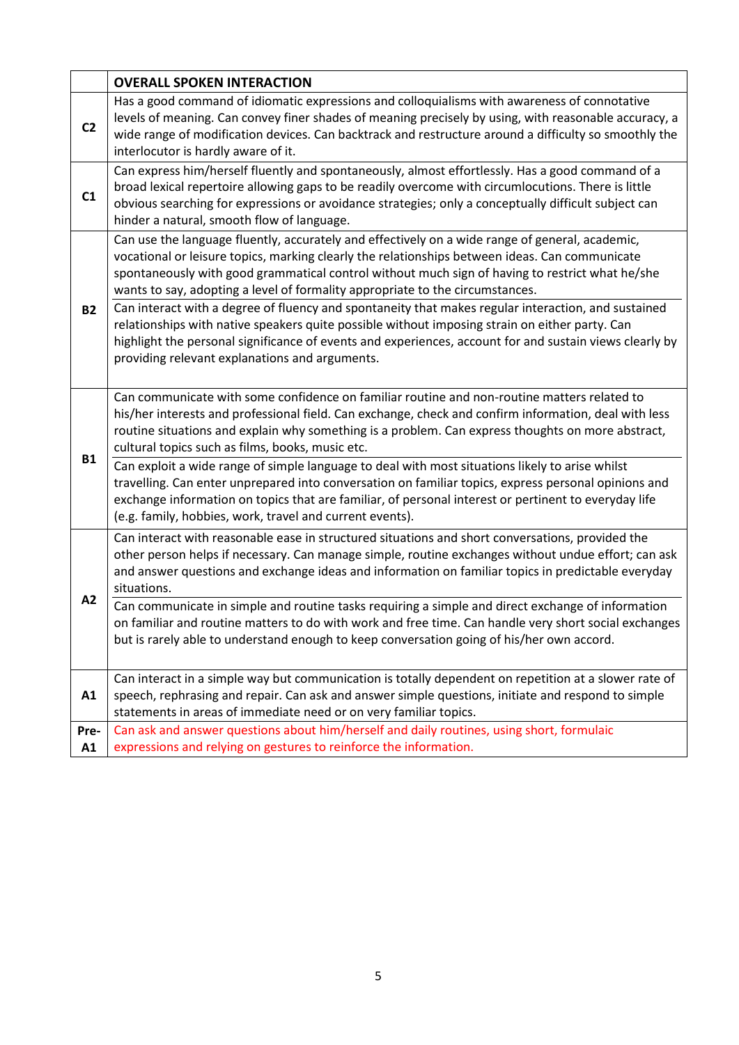| | OVERALL SPOKEN INTERACTION |
|---|---|
| **C2** | Has a good command of idiomatic expressions and colloquialisms with awareness of connotative levels of meaning. Can convey finer shades of meaning precisely by using, with reasonable accuracy, a wide range of modification devices. Can backtrack and restructure around a difficulty so smoothly the interlocutor is hardly aware of it. |
| **C1** | Can express him/herself fluently and spontaneously, almost effortlessly. Has a good command of a broad lexical repertoire allowing gaps to be readily overcome with circumlocutions. There is little obvious searching for expressions or avoidance strategies; only a conceptually difficult subject can hinder a natural, smooth flow of language. |
| **B2** | Can use the language fluently, accurately and effectively on a wide range of general, academic, vocational or leisure topics, marking clearly the relationships between ideas. Can communicate spontaneously with good grammatical control without much sign of having to restrict what he/she wants to say, adopting a level of formality appropriate to the circumstances. |
| | Can interact with a degree of fluency and spontaneity that makes regular interaction, and sustained relationships with native speakers quite possible without imposing strain on either party. Can highlight the personal significance of events and experiences, account for and sustain views clearly by providing relevant explanations and arguments. |
| **B1** | Can communicate with some confidence on familiar routine and non-routine matters related to his/her interests and professional field. Can exchange, check and confirm information, deal with less routine situations and explain why something is a problem. Can express thoughts on more abstract, cultural topics such as films, books, music etc. |
| | Can exploit a wide range of simple language to deal with most situations likely to arise whilst travelling. Can enter unprepared into conversation on familiar topics, express personal opinions and exchange information on topics that are familiar, of personal interest or pertinent to everyday life (e.g. family, hobbies, work, travel and current events). |
| **A2** | Can interact with reasonable ease in structured situations and short conversations, provided the other person helps if necessary. Can manage simple, routine exchanges without undue effort; can ask and answer questions and exchange ideas and information on familiar topics in predictable everyday situations. |
| | Can communicate in simple and routine tasks requiring a simple and direct exchange of information on familiar and routine matters to do with work and free time. Can handle very short social exchanges but is rarely able to understand enough to keep conversation going of his/her own accord. |
| **A1** | Can interact in a simple way but communication is totally dependent on repetition at a slower rate of speech, rephrasing and repair. Can ask and answer simple questions, initiate and respond to simple statements in areas of immediate need or on very familiar topics. |
| **Pre-A1** | Can ask and answer questions about him/herself and daily routines, using short, formulaic expressions and relying on gestures to reinforce the information. |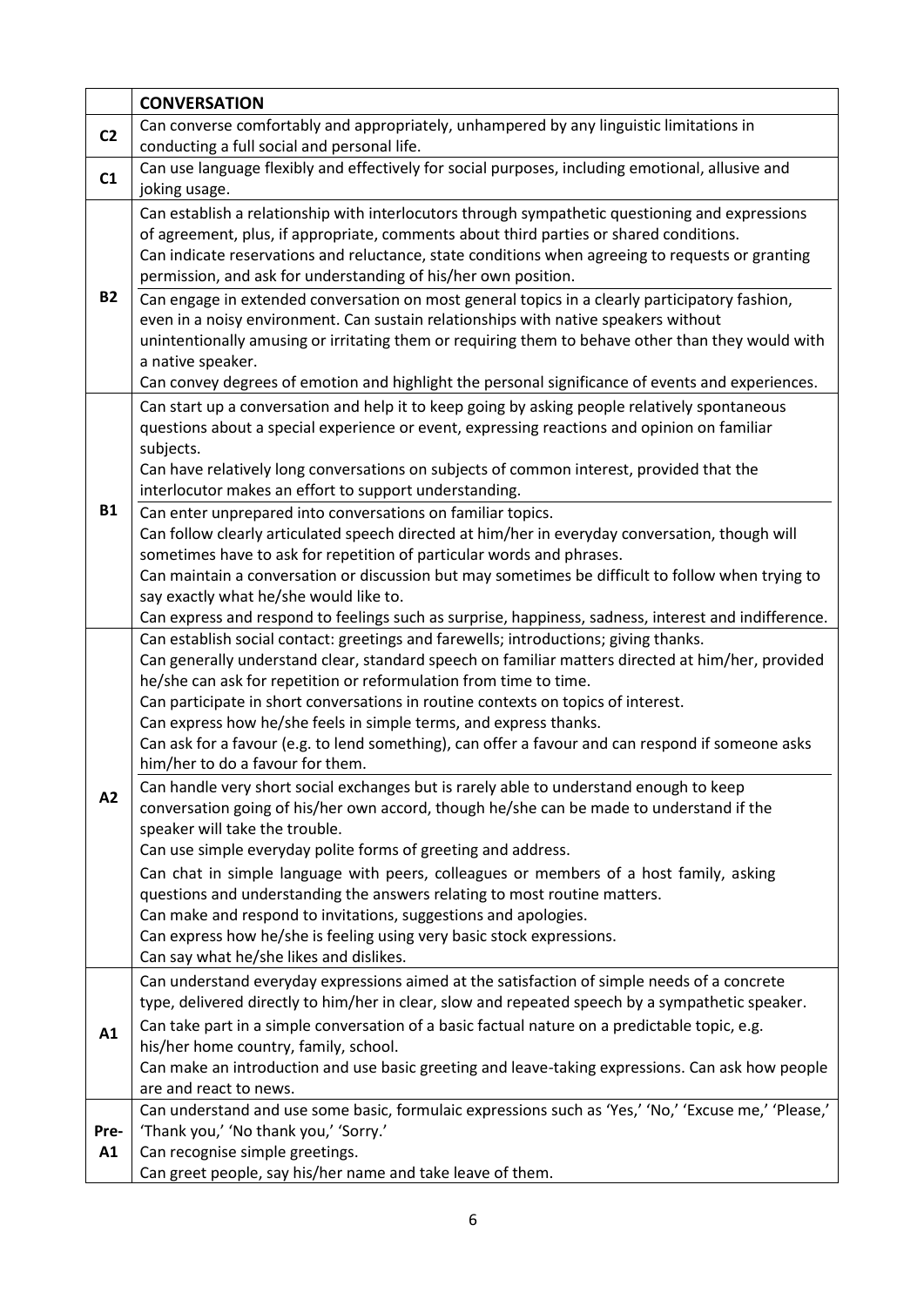| | **CONVERSATION** |
|---|---|
| **C2** | Can converse comfortably and appropriately, unhampered by any linguistic limitations in conducting a full social and personal life. |
| **C1** | Can use language flexibly and effectively for social purposes, including emotional, allusive and joking usage. |
| **B2** | Can establish a relationship with interlocutors through sympathetic questioning and expressions of agreement, plus, if appropriate, comments about third parties or shared conditions.<br>Can indicate reservations and reluctance, state conditions when agreeing to requests or granting permission, and ask for understanding of his/her own position. |
| | Can engage in extended conversation on most general topics in a clearly participatory fashion, even in a noisy environment. Can sustain relationships with native speakers without unintentionally amusing or irritating them or requiring them to behave other than they would with a native speaker.<br>Can convey degrees of emotion and highlight the personal significance of events and experiences. |
| **B1** | Can start up a conversation and help it to keep going by asking people relatively spontaneous questions about a special experience or event, expressing reactions and opinion on familiar subjects.<br>Can have relatively long conversations on subjects of common interest, provided that the interlocutor makes an effort to support understanding. |
| | Can enter unprepared into conversations on familiar topics.<br>Can follow clearly articulated speech directed at him/her in everyday conversation, though will sometimes have to ask for repetition of particular words and phrases.<br>Can maintain a conversation or discussion but may sometimes be difficult to follow when trying to say exactly what he/she would like to.<br>Can express and respond to feelings such as surprise, happiness, sadness, interest and indifference. |
| **A2** | Can establish social contact: greetings and farewells; introductions; giving thanks.<br>Can generally understand clear, standard speech on familiar matters directed at him/her, provided he/she can ask for repetition or reformulation from time to time.<br>Can participate in short conversations in routine contexts on topics of interest.<br>Can express how he/she feels in simple terms, and express thanks.<br>Can ask for a favour (e.g. to lend something), can offer a favour and can respond if someone asks him/her to do a favour for them. |
| | Can handle very short social exchanges but is rarely able to understand enough to keep conversation going of his/her own accord, though he/she can be made to understand if the speaker will take the trouble.<br>Can use simple everyday polite forms of greeting and address.<br>Can chat in simple language with peers, colleagues or members of a host family, asking questions and understanding the answers relating to most routine matters.<br>Can make and respond to invitations, suggestions and apologies.<br>Can express how he/she is feeling using very basic stock expressions.<br>Can say what he/she likes and dislikes. |
| **A1** | Can understand everyday expressions aimed at the satisfaction of simple needs of a concrete type, delivered directly to him/her in clear, slow and repeated speech by a sympathetic speaker.<br>Can take part in a simple conversation of a basic factual nature on a predictable topic, e.g. his/her home country, family, school.<br>Can make an introduction and use basic greeting and leave-taking expressions. Can ask how people are and react to news. |
| **Pre-A1** | Can understand and use some basic, formulaic expressions such as 'Yes,' 'No,' 'Excuse me,' 'Please,' 'Thank you,' 'No thank you,' 'Sorry.'<br>Can recognise simple greetings.<br>Can greet people, say his/her name and take leave of them. |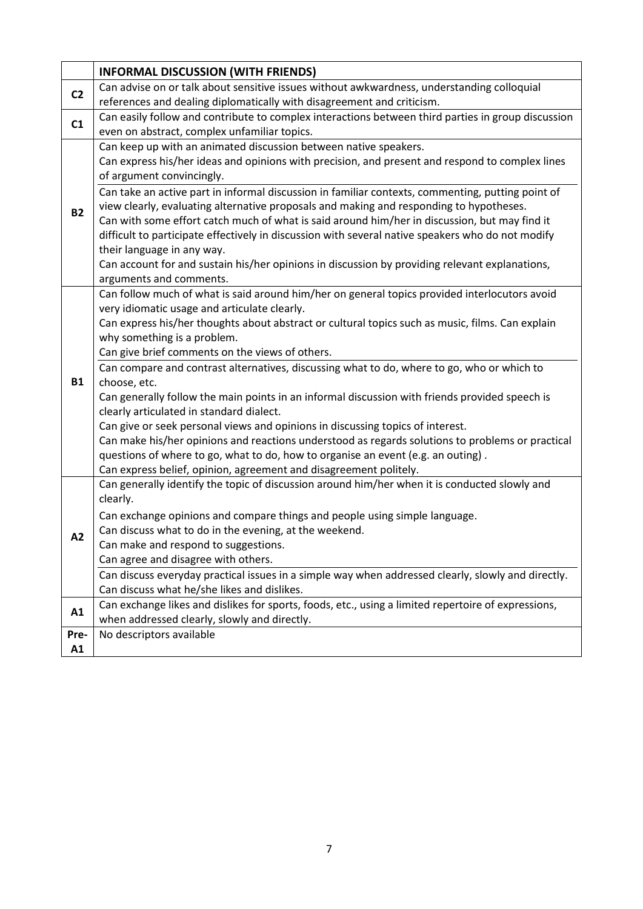| | INFORMAL DISCUSSION (WITH FRIENDS) |
|---|---|
| **C2** | Can advise on or talk about sensitive issues without awkwardness, understanding colloquial references and dealing diplomatically with disagreement and criticism. |
| **C1** | Can easily follow and contribute to complex interactions between third parties in group discussion even on abstract, complex unfamiliar topics. |
| **B2** | Can keep up with an animated discussion between native speakers.<br>Can express his/her ideas and opinions with precision, and present and respond to complex lines of argument convincingly. |
| | Can take an active part in informal discussion in familiar contexts, commenting, putting point of view clearly, evaluating alternative proposals and making and responding to hypotheses.<br>Can with some effort catch much of what is said around him/her in discussion, but may find it difficult to participate effectively in discussion with several native speakers who do not modify their language in any way.<br>Can account for and sustain his/her opinions in discussion by providing relevant explanations, arguments and comments. |
| **B1** | Can follow much of what is said around him/her on general topics provided interlocutors avoid very idiomatic usage and articulate clearly.<br>Can express his/her thoughts about abstract or cultural topics such as music, films. Can explain why something is a problem.<br>Can give brief comments on the views of others. |
| | Can compare and contrast alternatives, discussing what to do, where to go, who or which to choose, etc.<br>Can generally follow the main points in an informal discussion with friends provided speech is clearly articulated in standard dialect.<br>Can give or seek personal views and opinions in discussing topics of interest.<br>Can make his/her opinions and reactions understood as regards solutions to problems or practical questions of where to go, what to do, how to organise an event (e.g. an outing) .<br>Can express belief, opinion, agreement and disagreement politely. |
| **A2** | Can generally identify the topic of discussion around him/her when it is conducted slowly and clearly.<br>Can exchange opinions and compare things and people using simple language.<br>Can discuss what to do in the evening, at the weekend.<br>Can make and respond to suggestions.<br>Can agree and disagree with others. |
| | Can discuss everyday practical issues in a simple way when addressed clearly, slowly and directly.<br>Can discuss what he/she likes and dislikes. |
| **A1** | Can exchange likes and dislikes for sports, foods, etc., using a limited repertoire of expressions, when addressed clearly, slowly and directly. |
| **Pre-A1** | No descriptors available |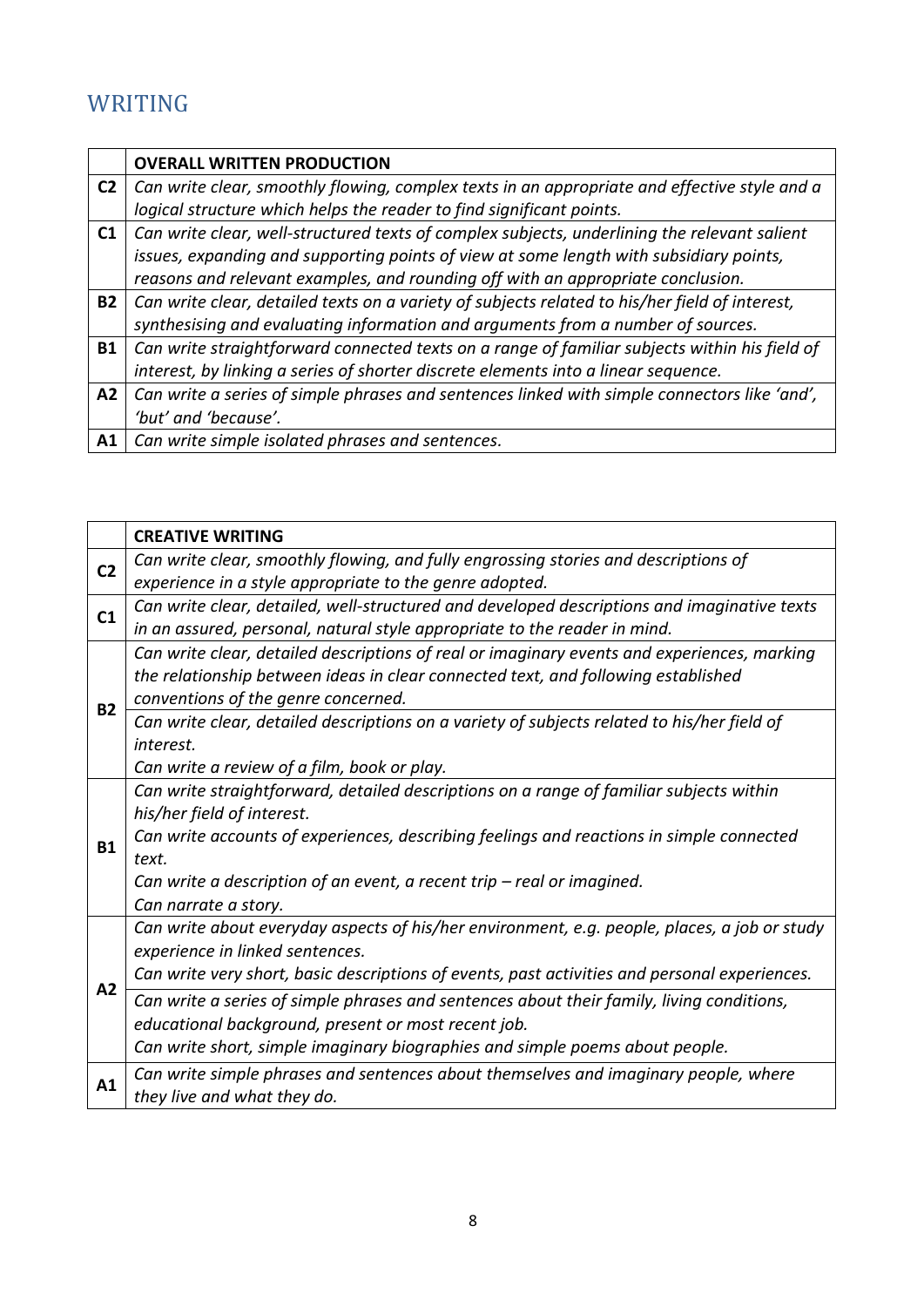## WRITING

| | **OVERALL WRITTEN PRODUCTION** |
|---|---|
| **C2** | *Can write clear, smoothly flowing, complex texts in an appropriate and effective style and a logical structure which helps the reader to find significant points.* |
| **C1** | *Can write clear, well-structured texts of complex subjects, underlining the relevant salient issues, expanding and supporting points of view at some length with subsidiary points, reasons and relevant examples, and rounding off with an appropriate conclusion.* |
| **B2** | *Can write clear, detailed texts on a variety of subjects related to his/her field of interest, synthesising and evaluating information and arguments from a number of sources.* |
| **B1** | *Can write straightforward connected texts on a range of familiar subjects within his field of interest, by linking a series of shorter discrete elements into a linear sequence.* |
| **A2** | *Can write a series of simple phrases and sentences linked with simple connectors like 'and', 'but' and 'because'.* |
| **A1** | *Can write simple isolated phrases and sentences.* |

| | **CREATIVE WRITING** |
|---|---|
| **C2** | *Can write clear, smoothly flowing, and fully engrossing stories and descriptions of experience in a style appropriate to the genre adopted.* |
| **C1** | *Can write clear, detailed, well-structured and developed descriptions and imaginative texts in an assured, personal, natural style appropriate to the reader in mind.* |
| **B2** | *Can write clear, detailed descriptions of real or imaginary events and experiences, marking the relationship between ideas in clear connected text, and following established conventions of the genre concerned.* |
| | *Can write clear, detailed descriptions on a variety of subjects related to his/her field of interest.* *Can write a review of a film, book or play.* |
| **B1** | *Can write straightforward, detailed descriptions on a range of familiar subjects within his/her field of interest.* *Can write accounts of experiences, describing feelings and reactions in simple connected text.* *Can write a description of an event, a recent trip – real or imagined.* *Can narrate a story.* |
| **A2** | *Can write about everyday aspects of his/her environment, e.g. people, places, a job or study experience in linked sentences.* *Can write very short, basic descriptions of events, past activities and personal experiences.* |
| | *Can write a series of simple phrases and sentences about their family, living conditions, educational background, present or most recent job.* *Can write short, simple imaginary biographies and simple poems about people.* |
| **A1** | *Can write simple phrases and sentences about themselves and imaginary people, where they live and what they do.* |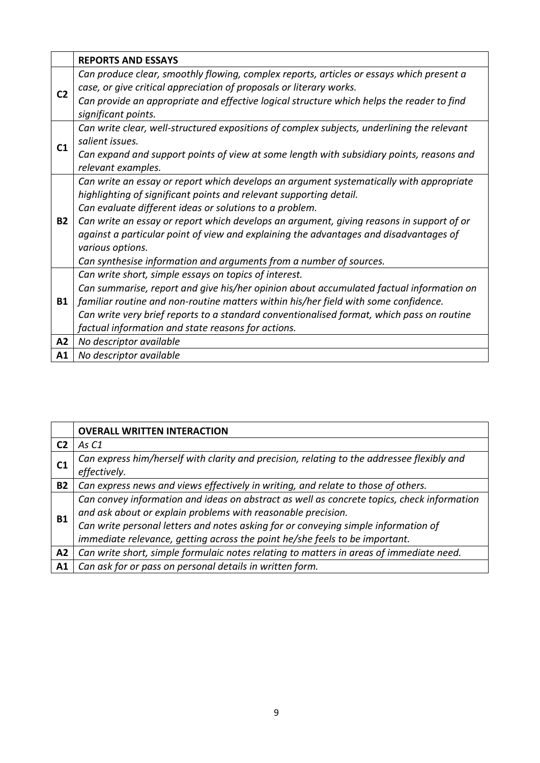| | **REPORTS AND ESSAYS** |
|---|---|
| **C2** | *Can produce clear, smoothly flowing, complex reports, articles or essays which present a case, or give critical appreciation of proposals or literary works.*<br>*Can provide an appropriate and effective logical structure which helps the reader to find significant points.* |
| **C1** | *Can write clear, well-structured expositions of complex subjects, underlining the relevant salient issues.*<br>*Can expand and support points of view at some length with subsidiary points, reasons and relevant examples.* |
| **B2** | *Can write an essay or report which develops an argument systematically with appropriate highlighting of significant points and relevant supporting detail.*<br>*Can evaluate different ideas or solutions to a problem.*<br>*Can write an essay or report which develops an argument, giving reasons in support of or against a particular point of view and explaining the advantages and disadvantages of various options.*<br>*Can synthesise information and arguments from a number of sources.* |
| **B1** | *Can write short, simple essays on topics of interest.*<br>*Can summarise, report and give his/her opinion about accumulated factual information on familiar routine and non-routine matters within his/her field with some confidence.*<br>*Can write very brief reports to a standard conventionalised format, which pass on routine factual information and state reasons for actions.* |
| **A2** | *No descriptor available* |
| **A1** | *No descriptor available* |

| | **OVERALL WRITTEN INTERACTION** |
|---|---|
| **C2** | *As C1* |
| **C1** | *Can express him/herself with clarity and precision, relating to the addressee flexibly and effectively.* |
| **B2** | *Can express news and views effectively in writing, and relate to those of others.* |
| **B1** | *Can convey information and ideas on abstract as well as concrete topics, check information and ask about or explain problems with reasonable precision.*<br>*Can write personal letters and notes asking for or conveying simple information of immediate relevance, getting across the point he/she feels to be important.* |
| **A2** | *Can write short, simple formulaic notes relating to matters in areas of immediate need.* |
| **A1** | *Can ask for or pass on personal details in written form.* |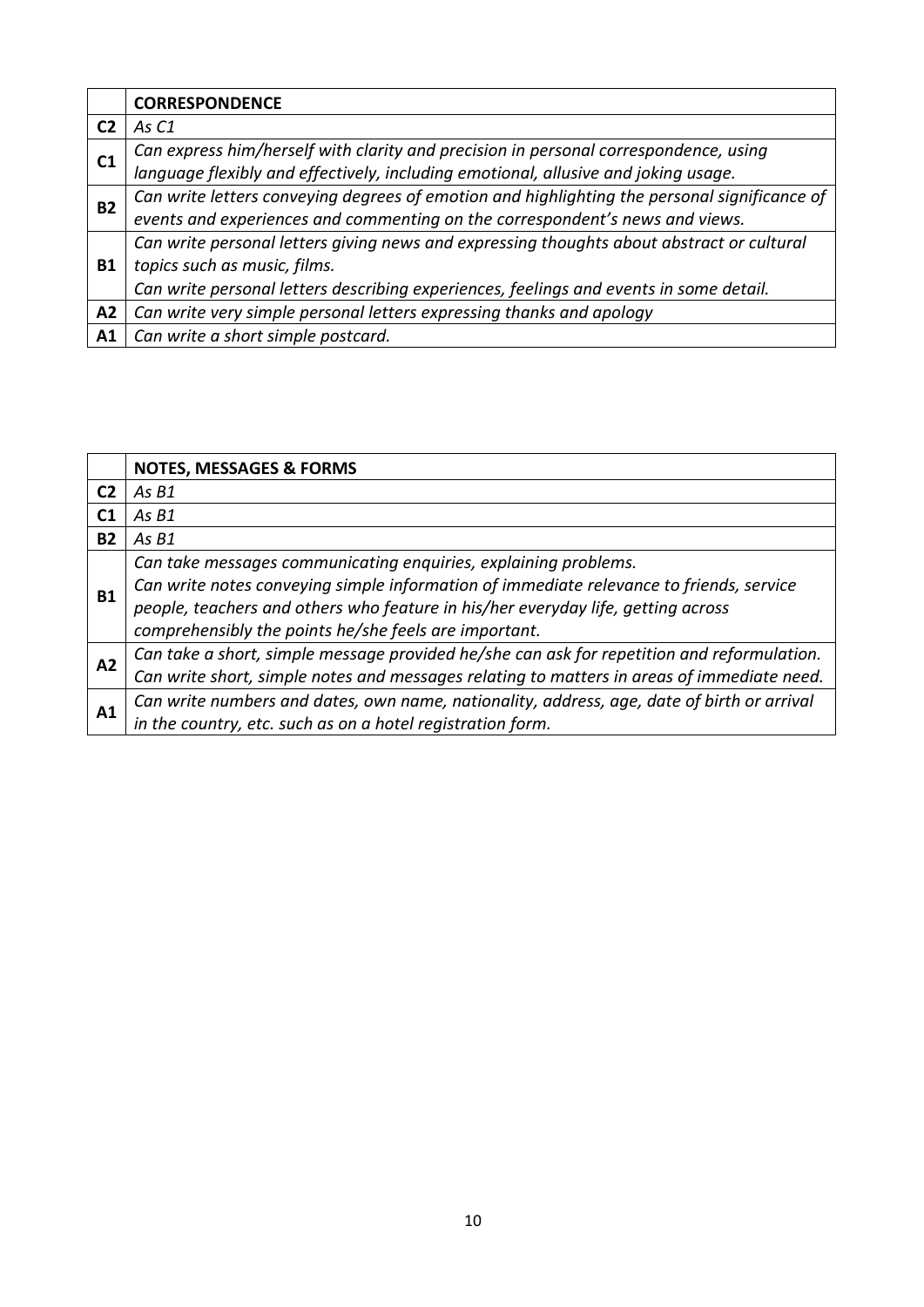| | **CORRESPONDENCE** |
|---|---|
| **C2** | *As C1* |
| **C1** | *Can express him/herself with clarity and precision in personal correspondence, using language flexibly and effectively, including emotional, allusive and joking usage.* |
| **B2** | *Can write letters conveying degrees of emotion and highlighting the personal significance of events and experiences and commenting on the correspondent's news and views.* |
| **B1** | *Can write personal letters giving news and expressing thoughts about abstract or cultural topics such as music, films.* *Can write personal letters describing experiences, feelings and events in some detail.* |
| **A2** | *Can write very simple personal letters expressing thanks and apology* |
| **A1** | *Can write a short simple postcard.* |

| | **NOTES, MESSAGES & FORMS** |
|---|---|
| **C2** | *As B1* |
| **C1** | *As B1* |
| **B2** | *As B1* |
| **B1** | *Can take messages communicating enquiries, explaining problems.* *Can write notes conveying simple information of immediate relevance to friends, service people, teachers and others who feature in his/her everyday life, getting across comprehensibly the points he/she feels are important.* |
| **A2** | *Can take a short, simple message provided he/she can ask for repetition and reformulation.* *Can write short, simple notes and messages relating to matters in areas of immediate need.* |
| **A1** | *Can write numbers and dates, own name, nationality, address, age, date of birth or arrival in the country, etc. such as on a hotel registration form.* |